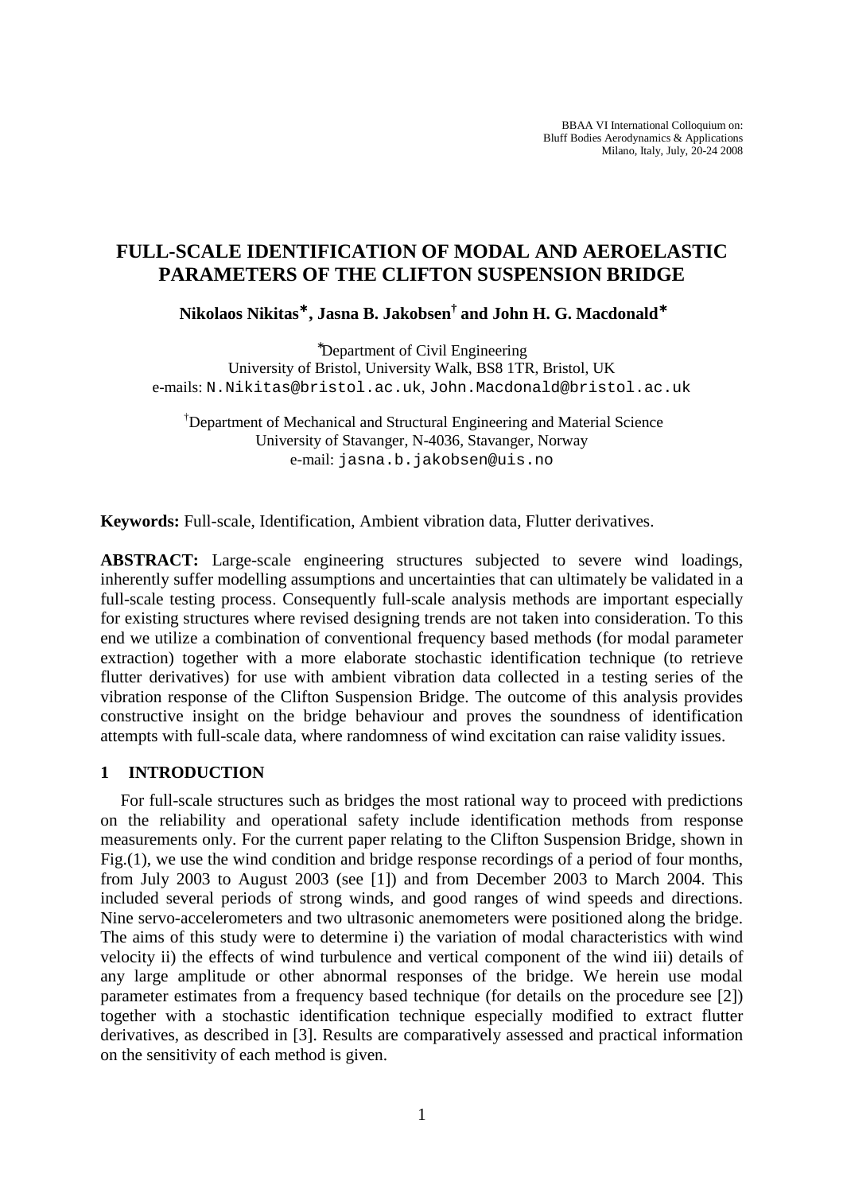# FULL-SCALE IDENTIFICATION OF MODAL AND AEROELASTIC PARAMETERS OF THE CLIFTON SUSPENSION BRIDGE

**Nikolaos Nikitas*, Jasna B. Jakobsen† and John H. G. Macdonald***

*Department of Civil Engineering
University of Bristol, University Walk, BS8 1TR, Bristol, UK
e-mails: N.Nikitas@bristol.ac.uk, John.Macdonald@bristol.ac.uk

†Department of Mechanical and Structural Engineering and Material Science
University of Stavanger, N-4036, Stavanger, Norway
e-mail: jasna.b.jakobsen@uis.no

**Keywords:** Full-scale, Identification, Ambient vibration data, Flutter derivatives.

**ABSTRACT:** Large-scale engineering structures subjected to severe wind loadings, inherently suffer modelling assumptions and uncertainties that can ultimately be validated in a full-scale testing process. Consequently full-scale analysis methods are important especially for existing structures where revised designing trends are not taken into consideration. To this end we utilize a combination of conventional frequency based methods (for modal parameter extraction) together with a more elaborate stochastic identification technique (to retrieve flutter derivatives) for use with ambient vibration data collected in a testing series of the vibration response of the Clifton Suspension Bridge. The outcome of this analysis provides constructive insight on the bridge behaviour and proves the soundness of identification attempts with full-scale data, where randomness of wind excitation can raise validity issues.

## 1 INTRODUCTION

For full-scale structures such as bridges the most rational way to proceed with predictions on the reliability and operational safety include identification methods from response measurements only. For the current paper relating to the Clifton Suspension Bridge, shown in Fig.(1), we use the wind condition and bridge response recordings of a period of four months, from July 2003 to August 2003 (see [1]) and from December 2003 to March 2004. This included several periods of strong winds, and good ranges of wind speeds and directions. Nine servo-accelerometers and two ultrasonic anemometers were positioned along the bridge. The aims of this study were to determine i) the variation of modal characteristics with wind velocity ii) the effects of wind turbulence and vertical component of the wind iii) details of any large amplitude or other abnormal responses of the bridge. We herein use modal parameter estimates from a frequency based technique (for details on the procedure see [2]) together with a stochastic identification technique especially modified to extract flutter derivatives, as described in [3]. Results are comparatively assessed and practical information on the sensitivity of each method is given.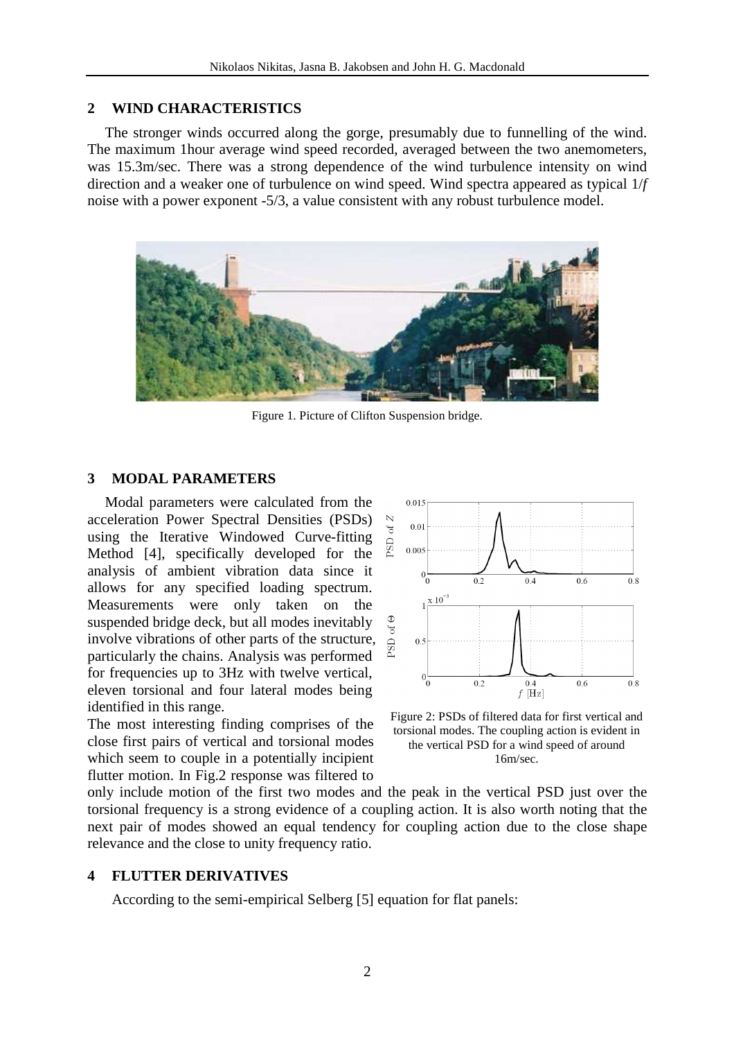## 2 WIND CHARACTERISTICS

The stronger winds occurred along the gorge, presumably due to funnelling of the wind. The maximum 1hour average wind speed recorded, averaged between the two anemometers, was 15.3m/sec. There was a strong dependence of the wind turbulence intensity on wind direction and a weaker one of turbulence on wind speed. Wind spectra appeared as typical $1/f$ noise with a power exponent -5/3, a value consistent with any robust turbulence model.

Figure 1. Picture of Clifton Suspension bridge.

## 3 MODAL PARAMETERS

Modal parameters were calculated from the acceleration Power Spectral Densities (PSDs) using the Iterative Windowed Curve-fitting Method [4], specifically developed for the analysis of ambient vibration data since it allows for any specified loading spectrum. Measurements were only taken on the suspended bridge deck, but all modes inevitably involve vibrations of other parts of the structure, particularly the chains. Analysis was performed for frequencies up to 3Hz with twelve vertical, eleven torsional and four lateral modes being identified in this range.

The most interesting finding comprises of the close first pairs of vertical and torsional modes which seem to couple in a potentially incipient flutter motion. In Fig.2 response was filtered to only include motion of the first two modes and the peak in the vertical PSD just over the torsional frequency is a strong evidence of a coupling action. It is also worth noting that the next pair of modes showed an equal tendency for coupling action due to the close shape relevance and the close to unity frequency ratio.

Figure 2: PSDs of filtered data for first vertical and torsional modes. The coupling action is evident in the vertical PSD for a wind speed of around 16m/sec.

## 4 FLUTTER DERIVATIVES

According to the semi-empirical Selberg [5] equation for flat panels: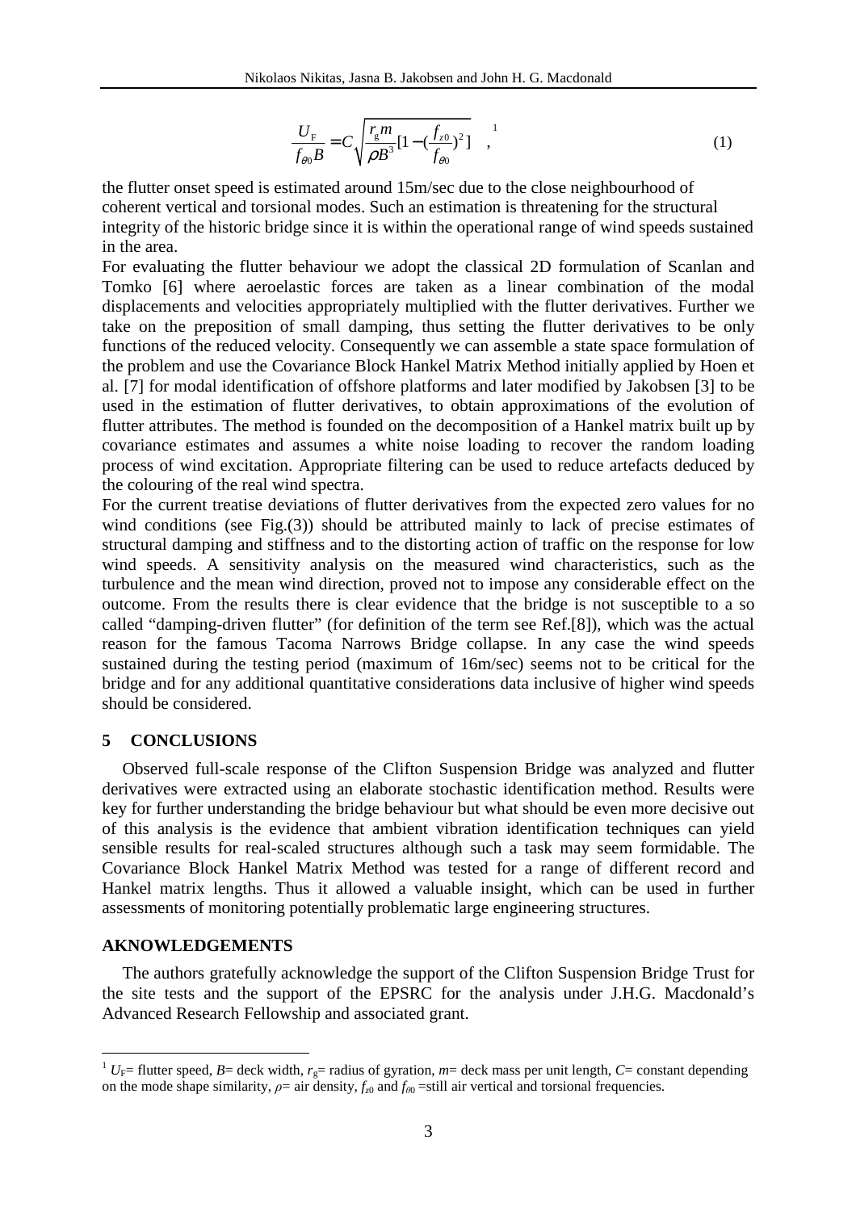$$\frac{U_{\mathrm{F}}}{f_{\theta 0} B} = C\sqrt{\frac{r_{\mathrm{g}} m}{\rho B^{3}}[1-(\frac{f_{z0}}{f_{\theta 0}})^{2}]} \quad ,^{1} \tag{1}$$

the flutter onset speed is estimated around 15m/sec due to the close neighbourhood of coherent vertical and torsional modes. Such an estimation is threatening for the structural integrity of the historic bridge since it is within the operational range of wind speeds sustained in the area.

For evaluating the flutter behaviour we adopt the classical 2D formulation of Scanlan and Tomko [6] where aeroelastic forces are taken as a linear combination of the modal displacements and velocities appropriately multiplied with the flutter derivatives. Further we take on the preposition of small damping, thus setting the flutter derivatives to be only functions of the reduced velocity. Consequently we can assemble a state space formulation of the problem and use the Covariance Block Hankel Matrix Method initially applied by Hoen et al. [7] for modal identification of offshore platforms and later modified by Jakobsen [3] to be used in the estimation of flutter derivatives, to obtain approximations of the evolution of flutter attributes. The method is founded on the decomposition of a Hankel matrix built up by covariance estimates and assumes a white noise loading to recover the random loading process of wind excitation. Appropriate filtering can be used to reduce artefacts deduced by the colouring of the real wind spectra.

For the current treatise deviations of flutter derivatives from the expected zero values for no wind conditions (see Fig.(3)) should be attributed mainly to lack of precise estimates of structural damping and stiffness and to the distorting action of traffic on the response for low wind speeds. A sensitivity analysis on the measured wind characteristics, such as the turbulence and the mean wind direction, proved not to impose any considerable effect on the outcome. From the results there is clear evidence that the bridge is not susceptible to a so called "damping-driven flutter" (for definition of the term see Ref.[8]), which was the actual reason for the famous Tacoma Narrows Bridge collapse. In any case the wind speeds sustained during the testing period (maximum of 16m/sec) seems not to be critical for the bridge and for any additional quantitative considerations data inclusive of higher wind speeds should be considered.

## 5 CONCLUSIONS

Observed full-scale response of the Clifton Suspension Bridge was analyzed and flutter derivatives were extracted using an elaborate stochastic identification method. Results were key for further understanding the bridge behaviour but what should be even more decisive out of this analysis is the evidence that ambient vibration identification techniques can yield sensible results for real-scaled structures although such a task may seem formidable. The Covariance Block Hankel Matrix Method was tested for a range of different record and Hankel matrix lengths. Thus it allowed a valuable insight, which can be used in further assessments of monitoring potentially problematic large engineering structures.

## AKNOWLEDGEMENTS

The authors gratefully acknowledge the support of the Clifton Suspension Bridge Trust for the site tests and the support of the EPSRC for the analysis under J.H.G. Macdonald's Advanced Research Fellowship and associated grant.

---

[1] $U_{\mathrm{F}}$= flutter speed, $B$= deck width, $r_{\mathrm{g}}$= radius of gyration, $m$= deck mass per unit length, $C$= constant depending on the mode shape similarity, $\rho$= air density, $f_{z0}$ and $f_{\theta 0}$ =still air vertical and torsional frequencies.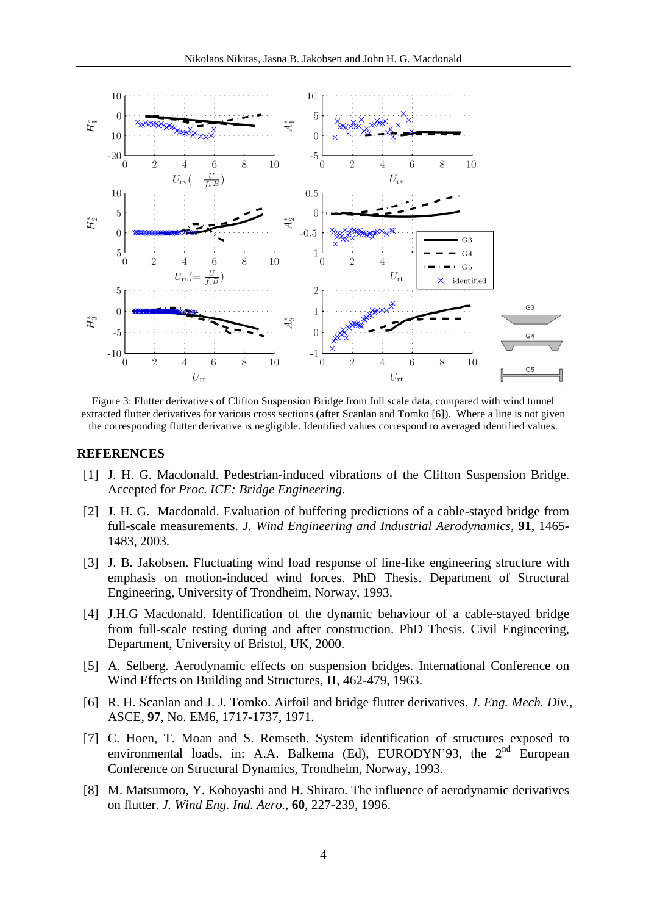$H_1^*$

10

0

-10

-20

0 2 4 6 8 10

$U_{rv}(=\frac{U}{f_v B})$

$A_1^*$

10

5

0

-5

0 2 4 6 8 10

$U_{rv}$

$H_2^*$

10

5

0

-5

0 2 4 6 8 10

$U_{rt}(=\frac{U}{f_t B})$

$A_2^*$

0.5

0

-0.5

-1

0 2 4

$U_{rt}$

G3

G4

G5

identified

$H_3^*$

5

0

-5

-10

0 2 4 6 8 10

$U_{rt}$

$A_3^*$

2

1

0

-1

0 2 4 6 8 10

$U_{rt}$

G3

G4

G5

Figure 3: Flutter derivatives of Clifton Suspension Bridge from full scale data, compared with wind tunnel extracted flutter derivatives for various cross sections (after Scanlan and Tomko [6]). Where a line is not given the corresponding flutter derivative is negligible. Identified values correspond to averaged identified values.

## REFERENCES

[1] J. H. G. Macdonald. Pedestrian-induced vibrations of the Clifton Suspension Bridge. Accepted for *Proc. ICE: Bridge Engineering*.

[2] J. H. G. Macdonald. Evaluation of buffeting predictions of a cable-stayed bridge from full-scale measurements. *J. Wind Engineering and Industrial Aerodynamics*, **91**, 1465-1483, 2003.

[3] J. B. Jakobsen. Fluctuating wind load response of line-like engineering structure with emphasis on motion-induced wind forces. PhD Thesis. Department of Structural Engineering, University of Trondheim, Norway, 1993.

[4] J.H.G Macdonald. Identification of the dynamic behaviour of a cable-stayed bridge from full-scale testing during and after construction. PhD Thesis. Civil Engineering, Department, University of Bristol, UK, 2000.

[5] A. Selberg. Aerodynamic effects on suspension bridges. International Conference on Wind Effects on Building and Structures, **II**, 462-479, 1963.

[6] R. H. Scanlan and J. J. Tomko. Airfoil and bridge flutter derivatives. *J. Eng. Mech. Div.*, ASCE, **97**, No. EM6, 1717-1737, 1971.

[7] C. Hoen, T. Moan and S. Remseth. System identification of structures exposed to environmental loads, in: A.A. Balkema (Ed), EURODYN'93, the 2nd European Conference on Structural Dynamics, Trondheim, Norway, 1993.

[8] M. Matsumoto, Y. Koboyashi and H. Shirato. The influence of aerodynamic derivatives on flutter. *J. Wind Eng. Ind. Aero.*, **60**, 227-239, 1996.